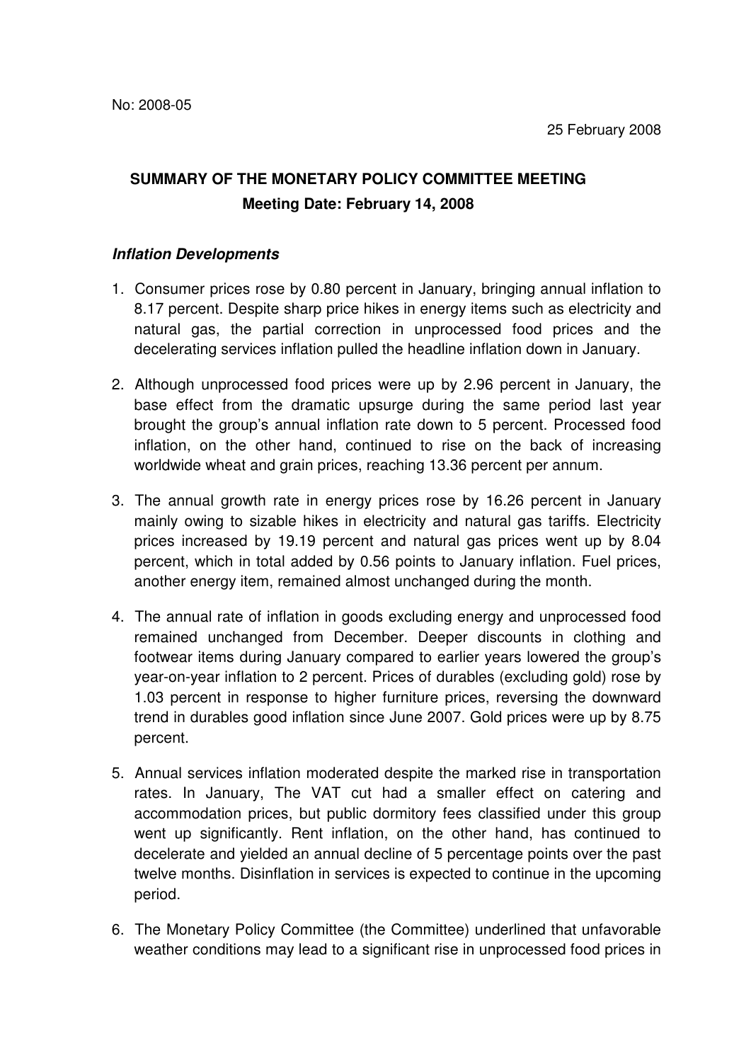No: 2008-05

25 February 2008

# SUMMARY OF THE MONETARY POLICY COMMITTEE MEETING

**Meeting Date: February 14, 2008**

### *Inflation Developments*

1. Consumer prices rose by 0.80 percent in January, bringing annual inflation to 8.17 percent. Despite sharp price hikes in energy items such as electricity and natural gas, the partial correction in unprocessed food prices and the decelerating services inflation pulled the headline inflation down in January.

2. Although unprocessed food prices were up by 2.96 percent in January, the base effect from the dramatic upsurge during the same period last year brought the group's annual inflation rate down to 5 percent. Processed food inflation, on the other hand, continued to rise on the back of increasing worldwide wheat and grain prices, reaching 13.36 percent per annum.

3. The annual growth rate in energy prices rose by 16.26 percent in January mainly owing to sizable hikes in electricity and natural gas tariffs. Electricity prices increased by 19.19 percent and natural gas prices went up by 8.04 percent, which in total added by 0.56 points to January inflation. Fuel prices, another energy item, remained almost unchanged during the month.

4. The annual rate of inflation in goods excluding energy and unprocessed food remained unchanged from December. Deeper discounts in clothing and footwear items during January compared to earlier years lowered the group's year-on-year inflation to 2 percent. Prices of durables (excluding gold) rose by 1.03 percent in response to higher furniture prices, reversing the downward trend in durables good inflation since June 2007. Gold prices were up by 8.75 percent.

5. Annual services inflation moderated despite the marked rise in transportation rates. In January, The VAT cut had a smaller effect on catering and accommodation prices, but public dormitory fees classified under this group went up significantly. Rent inflation, on the other hand, has continued to decelerate and yielded an annual decline of 5 percentage points over the past twelve months. Disinflation in services is expected to continue in the upcoming period.

6. The Monetary Policy Committee (the Committee) underlined that unfavorable weather conditions may lead to a significant rise in unprocessed food prices in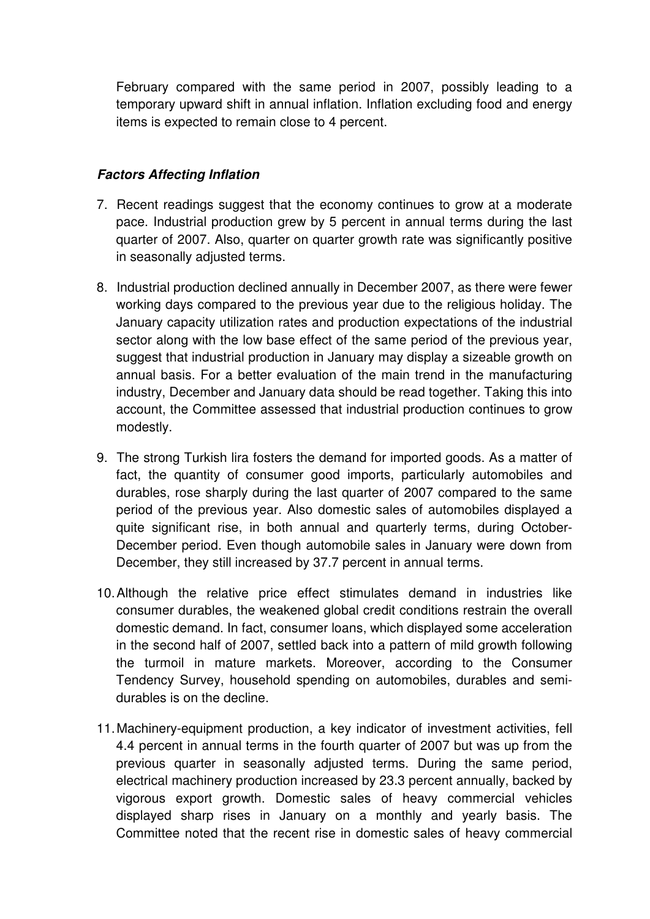February compared with the same period in 2007, possibly leading to a temporary upward shift in annual inflation. Inflation excluding food and energy items is expected to remain close to 4 percent.

***Factors Affecting Inflation***

7. Recent readings suggest that the economy continues to grow at a moderate pace. Industrial production grew by 5 percent in annual terms during the last quarter of 2007. Also, quarter on quarter growth rate was significantly positive in seasonally adjusted terms.

8. Industrial production declined annually in December 2007, as there were fewer working days compared to the previous year due to the religious holiday. The January capacity utilization rates and production expectations of the industrial sector along with the low base effect of the same period of the previous year, suggest that industrial production in January may display a sizeable growth on annual basis. For a better evaluation of the main trend in the manufacturing industry, December and January data should be read together. Taking this into account, the Committee assessed that industrial production continues to grow modestly.

9. The strong Turkish lira fosters the demand for imported goods. As a matter of fact, the quantity of consumer good imports, particularly automobiles and durables, rose sharply during the last quarter of 2007 compared to the same period of the previous year. Also domestic sales of automobiles displayed a quite significant rise, in both annual and quarterly terms, during October-December period. Even though automobile sales in January were down from December, they still increased by 37.7 percent in annual terms.

10. Although the relative price effect stimulates demand in industries like consumer durables, the weakened global credit conditions restrain the overall domestic demand. In fact, consumer loans, which displayed some acceleration in the second half of 2007, settled back into a pattern of mild growth following the turmoil in mature markets. Moreover, according to the Consumer Tendency Survey, household spending on automobiles, durables and semi-durables is on the decline.

11. Machinery-equipment production, a key indicator of investment activities, fell 4.4 percent in annual terms in the fourth quarter of 2007 but was up from the previous quarter in seasonally adjusted terms. During the same period, electrical machinery production increased by 23.3 percent annually, backed by vigorous export growth. Domestic sales of heavy commercial vehicles displayed sharp rises in January on a monthly and yearly basis. The Committee noted that the recent rise in domestic sales of heavy commercial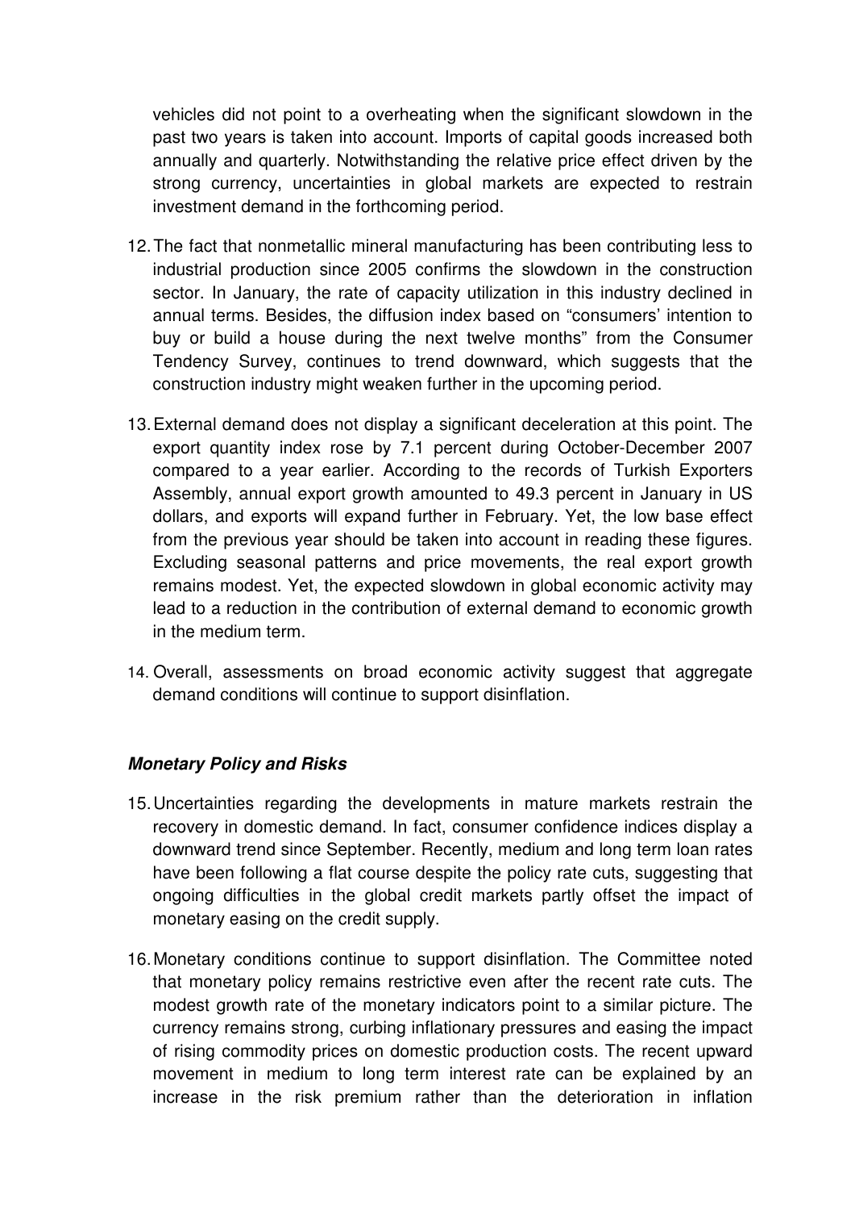vehicles did not point to a overheating when the significant slowdown in the past two years is taken into account. Imports of capital goods increased both annually and quarterly. Notwithstanding the relative price effect driven by the strong currency, uncertainties in global markets are expected to restrain investment demand in the forthcoming period.

12. The fact that nonmetallic mineral manufacturing has been contributing less to industrial production since 2005 confirms the slowdown in the construction sector. In January, the rate of capacity utilization in this industry declined in annual terms. Besides, the diffusion index based on "consumers' intention to buy or build a house during the next twelve months" from the Consumer Tendency Survey, continues to trend downward, which suggests that the construction industry might weaken further in the upcoming period.

13. External demand does not display a significant deceleration at this point. The export quantity index rose by 7.1 percent during October-December 2007 compared to a year earlier. According to the records of Turkish Exporters Assembly, annual export growth amounted to 49.3 percent in January in US dollars, and exports will expand further in February. Yet, the low base effect from the previous year should be taken into account in reading these figures. Excluding seasonal patterns and price movements, the real export growth remains modest. Yet, the expected slowdown in global economic activity may lead to a reduction in the contribution of external demand to economic growth in the medium term.

14. Overall, assessments on broad economic activity suggest that aggregate demand conditions will continue to support disinflation.

### ***Monetary Policy and Risks***

15. Uncertainties regarding the developments in mature markets restrain the recovery in domestic demand. In fact, consumer confidence indices display a downward trend since September. Recently, medium and long term loan rates have been following a flat course despite the policy rate cuts, suggesting that ongoing difficulties in the global credit markets partly offset the impact of monetary easing on the credit supply.

16. Monetary conditions continue to support disinflation. The Committee noted that monetary policy remains restrictive even after the recent rate cuts. The modest growth rate of the monetary indicators point to a similar picture. The currency remains strong, curbing inflationary pressures and easing the impact of rising commodity prices on domestic production costs. The recent upward movement in medium to long term interest rate can be explained by an increase in the risk premium rather than the deterioration in inflation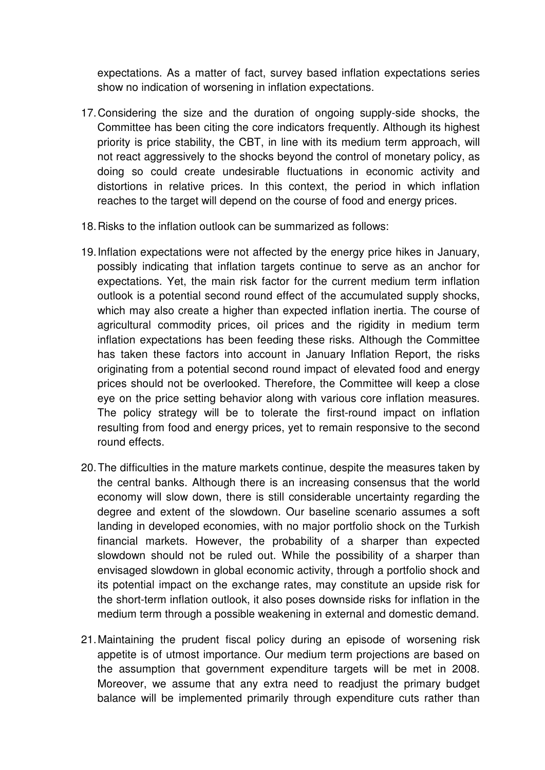expectations. As a matter of fact, survey based inflation expectations series show no indication of worsening in inflation expectations.

17. Considering the size and the duration of ongoing supply-side shocks, the Committee has been citing the core indicators frequently. Although its highest priority is price stability, the CBT, in line with its medium term approach, will not react aggressively to the shocks beyond the control of monetary policy, as doing so could create undesirable fluctuations in economic activity and distortions in relative prices. In this context, the period in which inflation reaches to the target will depend on the course of food and energy prices.

18. Risks to the inflation outlook can be summarized as follows:

19. Inflation expectations were not affected by the energy price hikes in January, possibly indicating that inflation targets continue to serve as an anchor for expectations. Yet, the main risk factor for the current medium term inflation outlook is a potential second round effect of the accumulated supply shocks, which may also create a higher than expected inflation inertia. The course of agricultural commodity prices, oil prices and the rigidity in medium term inflation expectations has been feeding these risks. Although the Committee has taken these factors into account in January Inflation Report, the risks originating from a potential second round impact of elevated food and energy prices should not be overlooked. Therefore, the Committee will keep a close eye on the price setting behavior along with various core inflation measures. The policy strategy will be to tolerate the first-round impact on inflation resulting from food and energy prices, yet to remain responsive to the second round effects.

20. The difficulties in the mature markets continue, despite the measures taken by the central banks. Although there is an increasing consensus that the world economy will slow down, there is still considerable uncertainty regarding the degree and extent of the slowdown. Our baseline scenario assumes a soft landing in developed economies, with no major portfolio shock on the Turkish financial markets. However, the probability of a sharper than expected slowdown should not be ruled out. While the possibility of a sharper than envisaged slowdown in global economic activity, through a portfolio shock and its potential impact on the exchange rates, may constitute an upside risk for the short-term inflation outlook, it also poses downside risks for inflation in the medium term through a possible weakening in external and domestic demand.

21. Maintaining the prudent fiscal policy during an episode of worsening risk appetite is of utmost importance. Our medium term projections are based on the assumption that government expenditure targets will be met in 2008. Moreover, we assume that any extra need to readjust the primary budget balance will be implemented primarily through expenditure cuts rather than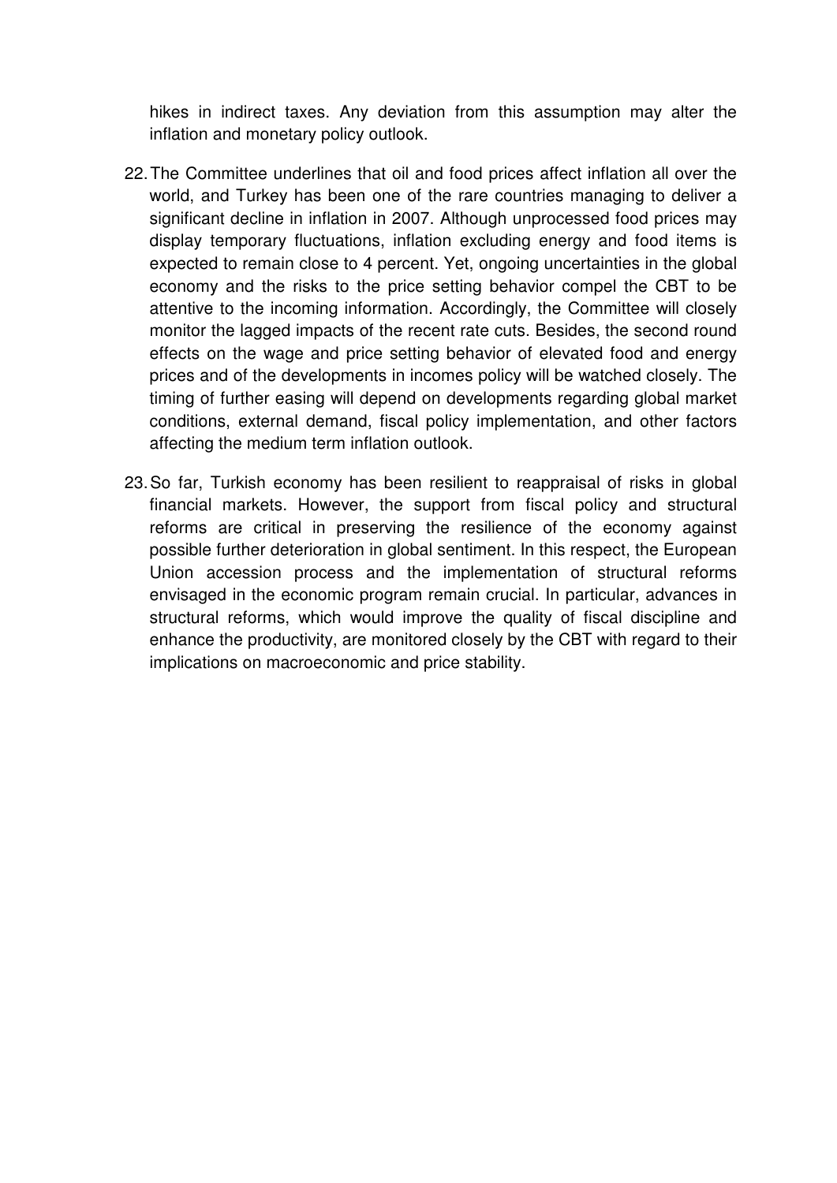hikes in indirect taxes. Any deviation from this assumption may alter the inflation and monetary policy outlook.

22. The Committee underlines that oil and food prices affect inflation all over the world, and Turkey has been one of the rare countries managing to deliver a significant decline in inflation in 2007. Although unprocessed food prices may display temporary fluctuations, inflation excluding energy and food items is expected to remain close to 4 percent. Yet, ongoing uncertainties in the global economy and the risks to the price setting behavior compel the CBT to be attentive to the incoming information. Accordingly, the Committee will closely monitor the lagged impacts of the recent rate cuts. Besides, the second round effects on the wage and price setting behavior of elevated food and energy prices and of the developments in incomes policy will be watched closely. The timing of further easing will depend on developments regarding global market conditions, external demand, fiscal policy implementation, and other factors affecting the medium term inflation outlook.

23. So far, Turkish economy has been resilient to reappraisal of risks in global financial markets. However, the support from fiscal policy and structural reforms are critical in preserving the resilience of the economy against possible further deterioration in global sentiment. In this respect, the European Union accession process and the implementation of structural reforms envisaged in the economic program remain crucial. In particular, advances in structural reforms, which would improve the quality of fiscal discipline and enhance the productivity, are monitored closely by the CBT with regard to their implications on macroeconomic and price stability.